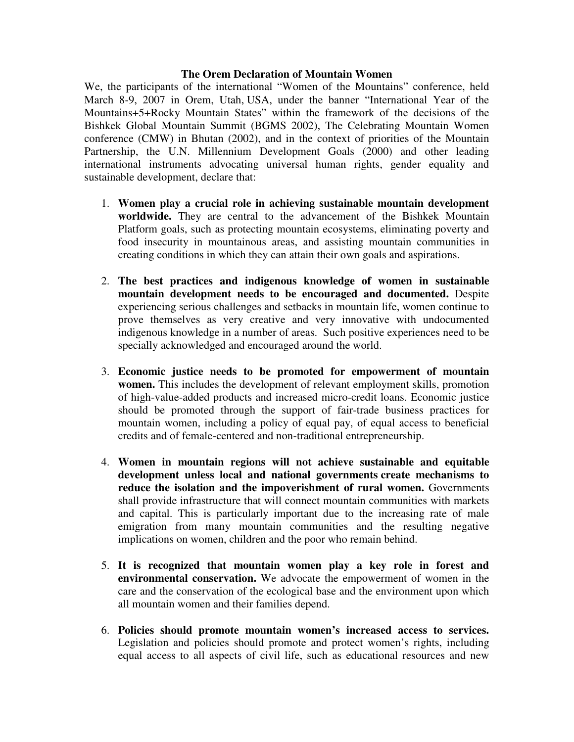# The Orem Declaration of Mountain Women

We, the participants of the international "Women of the Mountains" conference, held March 8-9, 2007 in Orem, Utah, USA, under the banner "International Year of the Mountains+5+Rocky Mountain States" within the framework of the decisions of the Bishkek Global Mountain Summit (BGMS 2002), The Celebrating Mountain Women conference (CMW) in Bhutan (2002), and in the context of priorities of the Mountain Partnership, the U.N. Millennium Development Goals (2000) and other leading international instruments advocating universal human rights, gender equality and sustainable development, declare that:

1. **Women play a crucial role in achieving sustainable mountain development worldwide.** They are central to the advancement of the Bishkek Mountain Platform goals, such as protecting mountain ecosystems, eliminating poverty and food insecurity in mountainous areas, and assisting mountain communities in creating conditions in which they can attain their own goals and aspirations.

2. **The best practices and indigenous knowledge of women in sustainable mountain development needs to be encouraged and documented.** Despite experiencing serious challenges and setbacks in mountain life, women continue to prove themselves as very creative and very innovative with undocumented indigenous knowledge in a number of areas. Such positive experiences need to be specially acknowledged and encouraged around the world.

3. **Economic justice needs to be promoted for empowerment of mountain women.** This includes the development of relevant employment skills, promotion of high-value-added products and increased micro-credit loans. Economic justice should be promoted through the support of fair-trade business practices for mountain women, including a policy of equal pay, of equal access to beneficial credits and of female-centered and non-traditional entrepreneurship.

4. **Women in mountain regions will not achieve sustainable and equitable development unless local and national governments create mechanisms to reduce the isolation and the impoverishment of rural women.** Governments shall provide infrastructure that will connect mountain communities with markets and capital. This is particularly important due to the increasing rate of male emigration from many mountain communities and the resulting negative implications on women, children and the poor who remain behind.

5. **It is recognized that mountain women play a key role in forest and environmental conservation.** We advocate the empowerment of women in the care and the conservation of the ecological base and the environment upon which all mountain women and their families depend.

6. **Policies should promote mountain women's increased access to services.** Legislation and policies should promote and protect women's rights, including equal access to all aspects of civil life, such as educational resources and new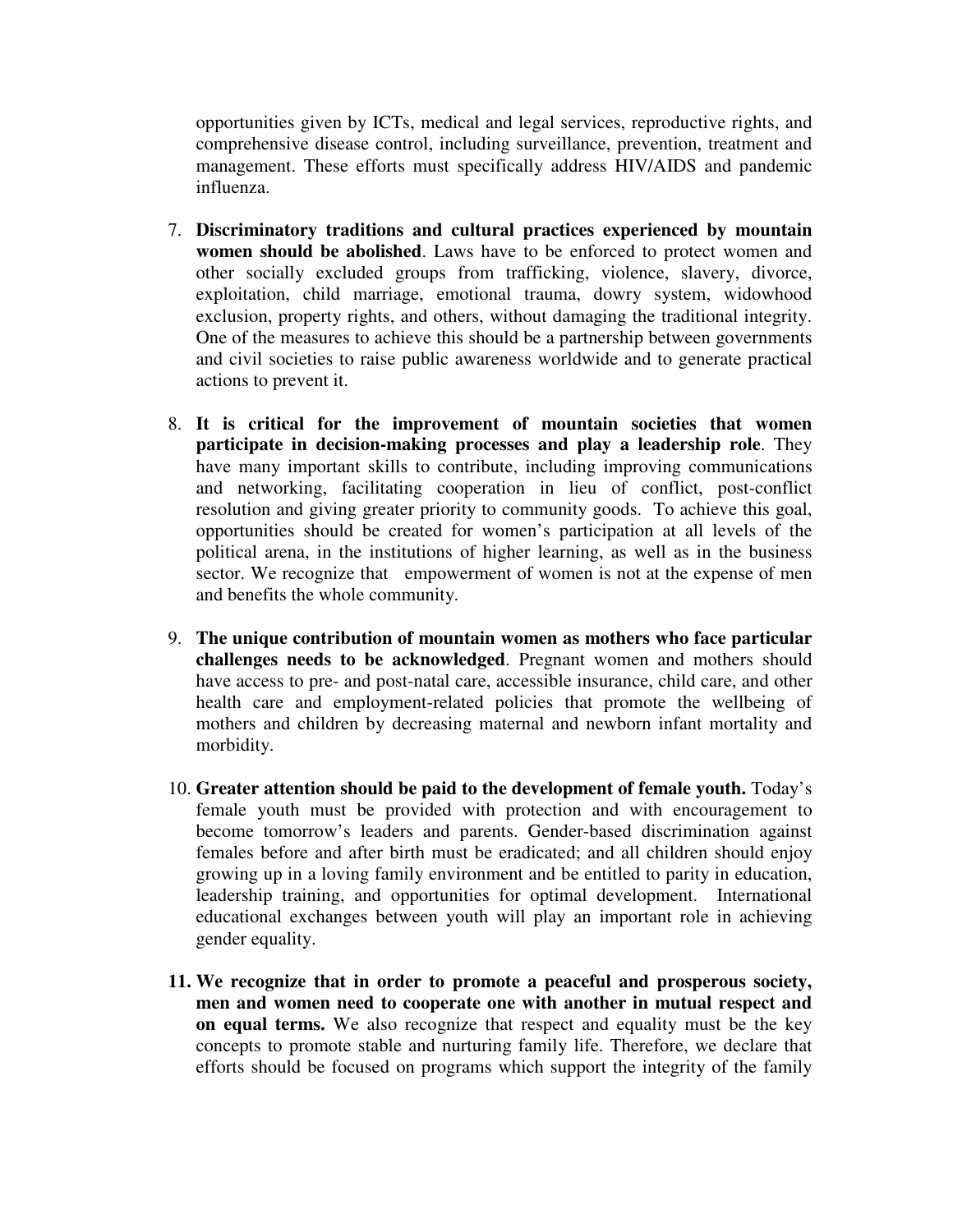opportunities given by ICTs, medical and legal services, reproductive rights, and comprehensive disease control, including surveillance, prevention, treatment and management. These efforts must specifically address HIV/AIDS and pandemic influenza.

7. **Discriminatory traditions and cultural practices experienced by mountain women should be abolished**. Laws have to be enforced to protect women and other socially excluded groups from trafficking, violence, slavery, divorce, exploitation, child marriage, emotional trauma, dowry system, widowhood exclusion, property rights, and others, without damaging the traditional integrity. One of the measures to achieve this should be a partnership between governments and civil societies to raise public awareness worldwide and to generate practical actions to prevent it.

8. **It is critical for the improvement of mountain societies that women participate in decision-making processes and play a leadership role**. They have many important skills to contribute, including improving communications and networking, facilitating cooperation in lieu of conflict, post-conflict resolution and giving greater priority to community goods. To achieve this goal, opportunities should be created for women's participation at all levels of the political arena, in the institutions of higher learning, as well as in the business sector. We recognize that empowerment of women is not at the expense of men and benefits the whole community.

9. **The unique contribution of mountain women as mothers who face particular challenges needs to be acknowledged**. Pregnant women and mothers should have access to pre- and post-natal care, accessible insurance, child care, and other health care and employment-related policies that promote the wellbeing of mothers and children by decreasing maternal and newborn infant mortality and morbidity.

10. **Greater attention should be paid to the development of female youth.** Today's female youth must be provided with protection and with encouragement to become tomorrow's leaders and parents. Gender-based discrimination against females before and after birth must be eradicated; and all children should enjoy growing up in a loving family environment and be entitled to parity in education, leadership training, and opportunities for optimal development. International educational exchanges between youth will play an important role in achieving gender equality.

11. **We recognize that in order to promote a peaceful and prosperous society, men and women need to cooperate one with another in mutual respect and on equal terms.** We also recognize that respect and equality must be the key concepts to promote stable and nurturing family life. Therefore, we declare that efforts should be focused on programs which support the integrity of the family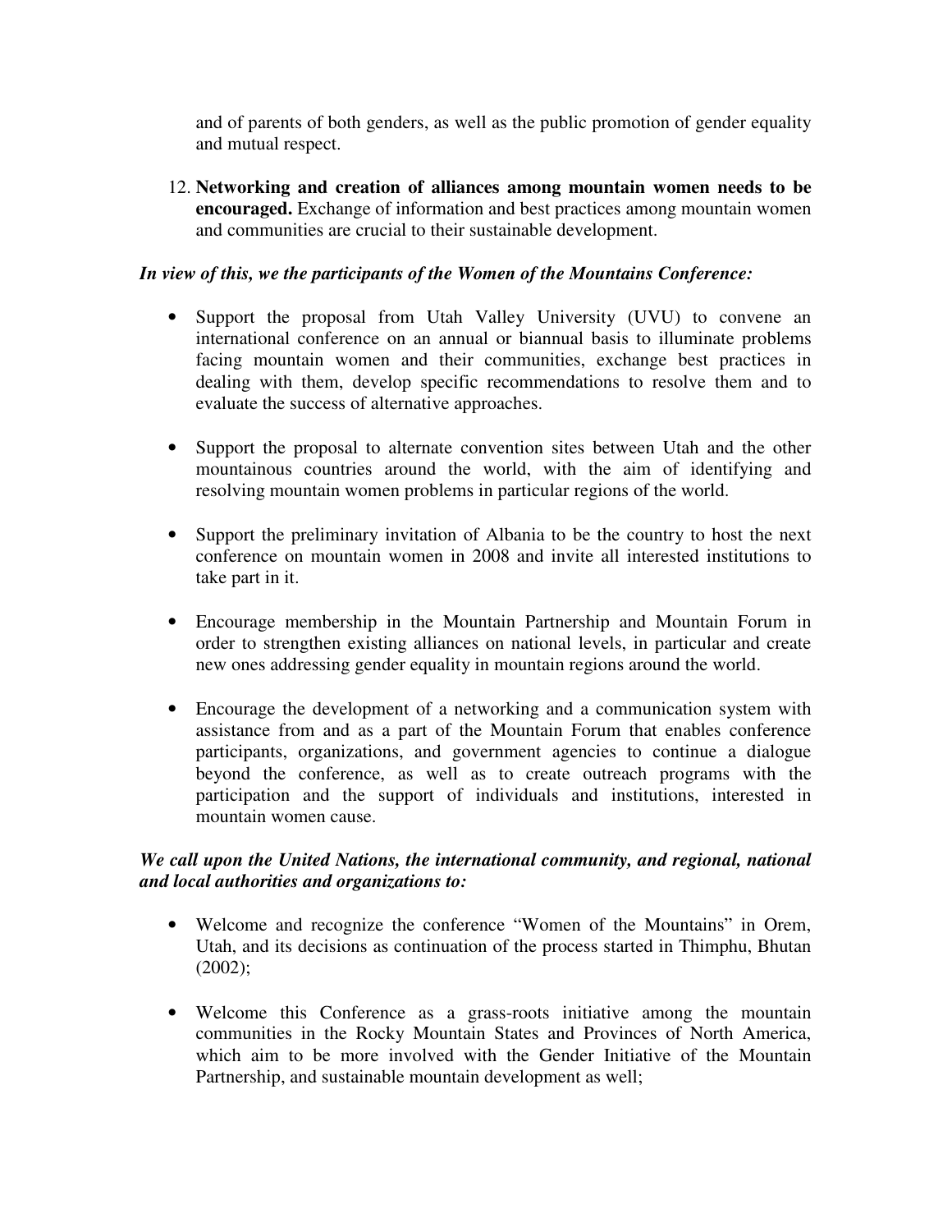and of parents of both genders, as well as the public promotion of gender equality and mutual respect.

12. **Networking and creation of alliances among mountain women needs to be encouraged.** Exchange of information and best practices among mountain women and communities are crucial to their sustainable development.

***In view of this, we the participants of the Women of the Mountains Conference:***

- Support the proposal from Utah Valley University (UVU) to convene an international conference on an annual or biannual basis to illuminate problems facing mountain women and their communities, exchange best practices in dealing with them, develop specific recommendations to resolve them and to evaluate the success of alternative approaches.

- Support the proposal to alternate convention sites between Utah and the other mountainous countries around the world, with the aim of identifying and resolving mountain women problems in particular regions of the world.

- Support the preliminary invitation of Albania to be the country to host the next conference on mountain women in 2008 and invite all interested institutions to take part in it.

- Encourage membership in the Mountain Partnership and Mountain Forum in order to strengthen existing alliances on national levels, in particular and create new ones addressing gender equality in mountain regions around the world.

- Encourage the development of a networking and a communication system with assistance from and as a part of the Mountain Forum that enables conference participants, organizations, and government agencies to continue a dialogue beyond the conference, as well as to create outreach programs with the participation and the support of individuals and institutions, interested in mountain women cause.

***We call upon the United Nations, the international community, and regional, national and local authorities and organizations to:***

- Welcome and recognize the conference "Women of the Mountains" in Orem, Utah, and its decisions as continuation of the process started in Thimphu, Bhutan (2002);

- Welcome this Conference as a grass-roots initiative among the mountain communities in the Rocky Mountain States and Provinces of North America, which aim to be more involved with the Gender Initiative of the Mountain Partnership, and sustainable mountain development as well;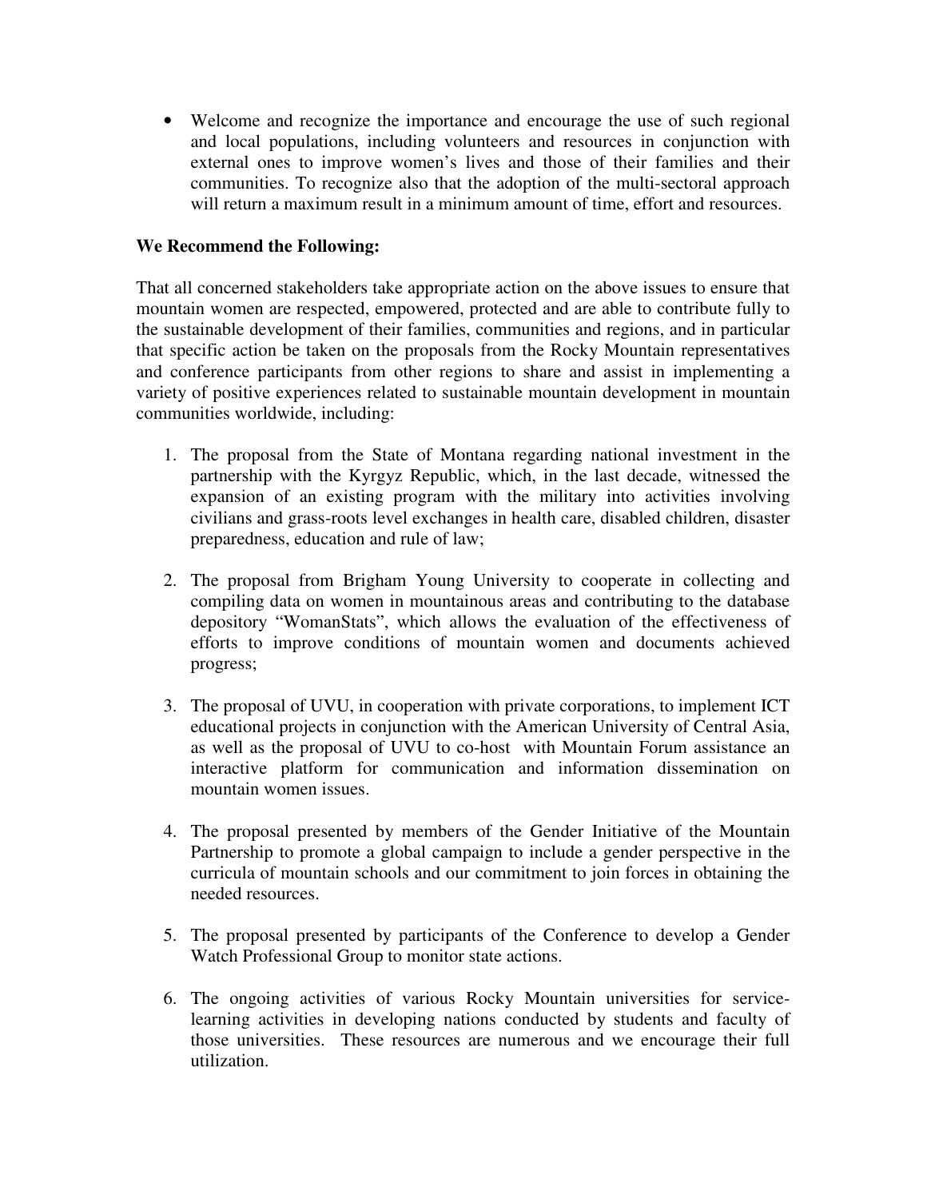- Welcome and recognize the importance and encourage the use of such regional and local populations, including volunteers and resources in conjunction with external ones to improve women's lives and those of their families and their communities. To recognize also that the adoption of the multi-sectoral approach will return a maximum result in a minimum amount of time, effort and resources.

**We Recommend the Following:**

That all concerned stakeholders take appropriate action on the above issues to ensure that mountain women are respected, empowered, protected and are able to contribute fully to the sustainable development of their families, communities and regions, and in particular that specific action be taken on the proposals from the Rocky Mountain representatives and conference participants from other regions to share and assist in implementing a variety of positive experiences related to sustainable mountain development in mountain communities worldwide, including:

1. The proposal from the State of Montana regarding national investment in the partnership with the Kyrgyz Republic, which, in the last decade, witnessed the expansion of an existing program with the military into activities involving civilians and grass-roots level exchanges in health care, disabled children, disaster preparedness, education and rule of law;

2. The proposal from Brigham Young University to cooperate in collecting and compiling data on women in mountainous areas and contributing to the database depository "WomanStats", which allows the evaluation of the effectiveness of efforts to improve conditions of mountain women and documents achieved progress;

3. The proposal of UVU, in cooperation with private corporations, to implement ICT educational projects in conjunction with the American University of Central Asia, as well as the proposal of UVU to co-host with Mountain Forum assistance an interactive platform for communication and information dissemination on mountain women issues.

4. The proposal presented by members of the Gender Initiative of the Mountain Partnership to promote a global campaign to include a gender perspective in the curricula of mountain schools and our commitment to join forces in obtaining the needed resources.

5. The proposal presented by participants of the Conference to develop a Gender Watch Professional Group to monitor state actions.

6. The ongoing activities of various Rocky Mountain universities for service-learning activities in developing nations conducted by students and faculty of those universities. These resources are numerous and we encourage their full utilization.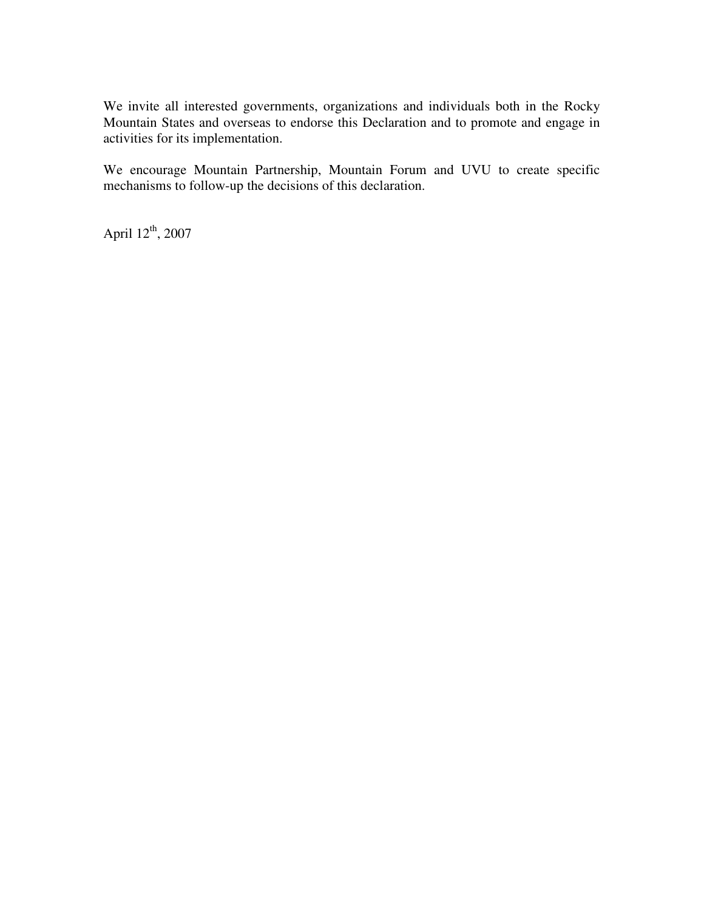We invite all interested governments, organizations and individuals both in the Rocky Mountain States and overseas to endorse this Declaration and to promote and engage in activities for its implementation.

We encourage Mountain Partnership, Mountain Forum and UVU to create specific mechanisms to follow-up the decisions of this declaration.

April 12th, 2007